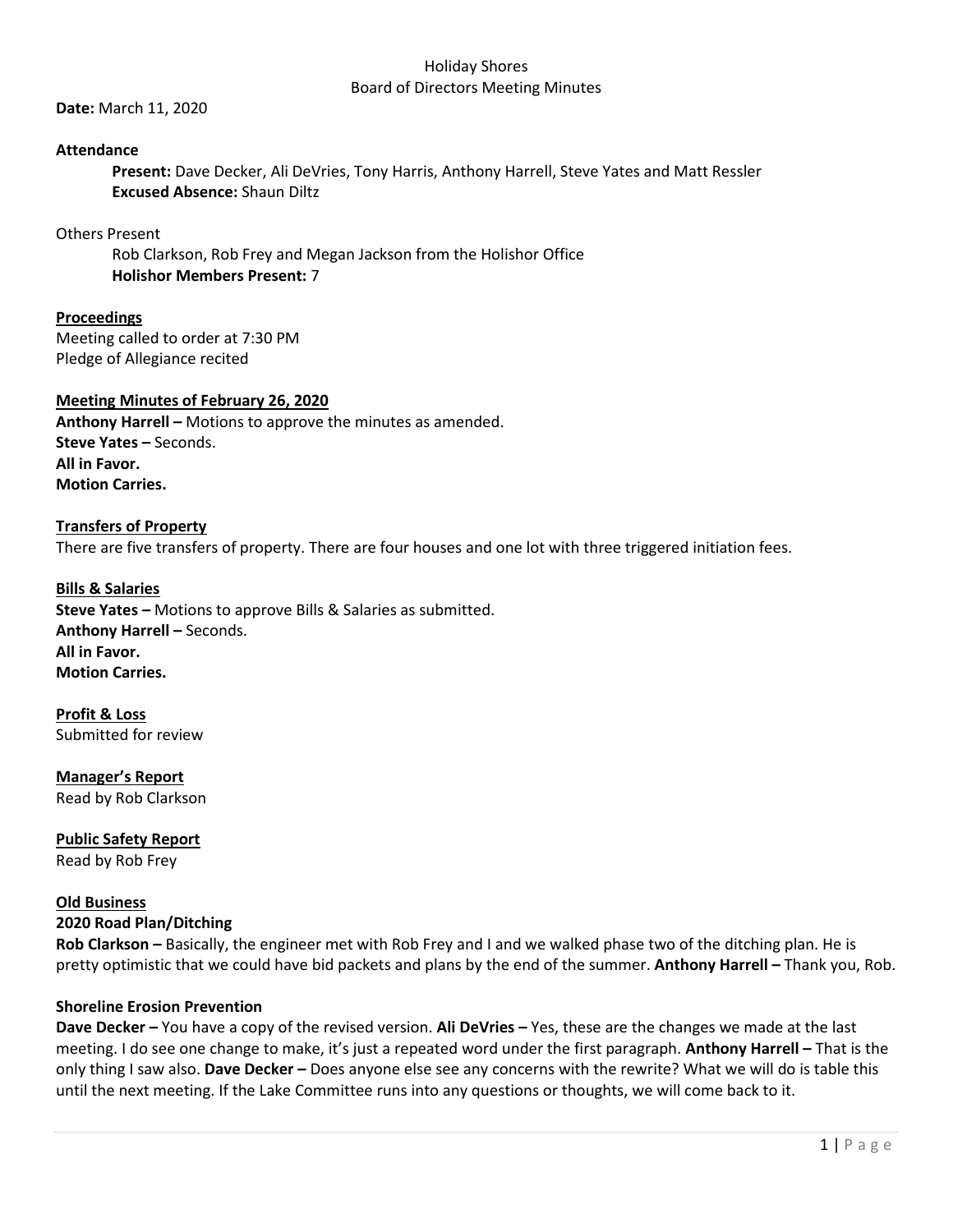# Holiday Shores
## Board of Directors Meeting Minutes

**Date:** March 11, 2020

**Attendance**

**Present:** Dave Decker, Ali DeVries, Tony Harris, Anthony Harrell, Steve Yates and Matt Ressler
**Excused Absence:** Shaun Diltz

Others Present

Rob Clarkson, Rob Frey and Megan Jackson from the Holishor Office
**Holishor Members Present:** 7

**Proceedings**

Meeting called to order at 7:30 PM
Pledge of Allegiance recited

**Meeting Minutes of February 26, 2020**

**Anthony Harrell –** Motions to approve the minutes as amended.
**Steve Yates –** Seconds.
**All in Favor.**
**Motion Carries.**

**Transfers of Property**

There are five transfers of property. There are four houses and one lot with three triggered initiation fees.

**Bills & Salaries**

**Steve Yates –** Motions to approve Bills & Salaries as submitted.
**Anthony Harrell –** Seconds.
**All in Favor.**
**Motion Carries.**

**Profit & Loss**

Submitted for review

**Manager's Report**

Read by Rob Clarkson

**Public Safety Report**

Read by Rob Frey

**Old Business**

**2020 Road Plan/Ditching**

**Rob Clarkson –** Basically, the engineer met with Rob Frey and I and we walked phase two of the ditching plan. He is pretty optimistic that we could have bid packets and plans by the end of the summer. **Anthony Harrell –** Thank you, Rob.

**Shoreline Erosion Prevention**

**Dave Decker –** You have a copy of the revised version. **Ali DeVries –** Yes, these are the changes we made at the last meeting. I do see one change to make, it's just a repeated word under the first paragraph. **Anthony Harrell –** That is the only thing I saw also. **Dave Decker –** Does anyone else see any concerns with the rewrite? What we will do is table this until the next meeting. If the Lake Committee runs into any questions or thoughts, we will come back to it.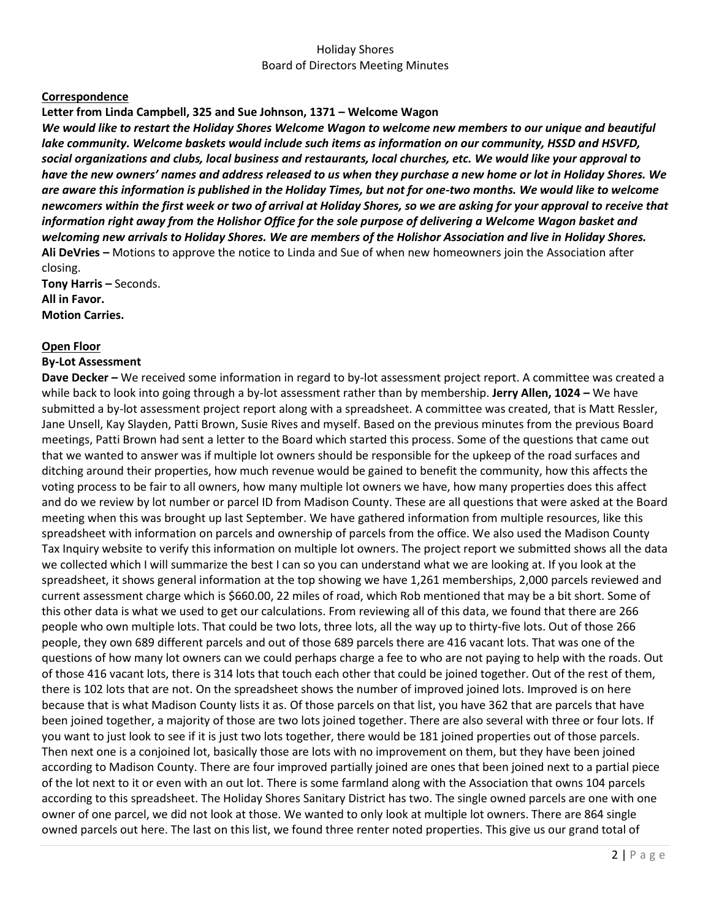Holiday Shores
Board of Directors Meeting Minutes

**Correspondence**

**Letter from Linda Campbell, 325 and Sue Johnson, 1371 – Welcome Wagon**

***We would like to restart the Holiday Shores Welcome Wagon to welcome new members to our unique and beautiful lake community. Welcome baskets would include such items as information on our community, HSSD and HSVFD, social organizations and clubs, local business and restaurants, local churches, etc. We would like your approval to have the new owners' names and address released to us when they purchase a new home or lot in Holiday Shores. We are aware this information is published in the Holiday Times, but not for one-two months. We would like to welcome newcomers within the first week or two of arrival at Holiday Shores, so we are asking for your approval to receive that information right away from the Holishor Office for the sole purpose of delivering a Welcome Wagon basket and welcoming new arrivals to Holiday Shores. We are members of the Holishor Association and live in Holiday Shores.***

**Ali DeVries –** Motions to approve the notice to Linda and Sue of when new homeowners join the Association after closing.

**Tony Harris –** Seconds.

**All in Favor.**

**Motion Carries.**

**Open Floor**

**By-Lot Assessment**

**Dave Decker –** We received some information in regard to by-lot assessment project report. A committee was created a while back to look into going through a by-lot assessment rather than by membership. **Jerry Allen, 1024 –** We have submitted a by-lot assessment project report along with a spreadsheet. A committee was created, that is Matt Ressler, Jane Unsell, Kay Slayden, Patti Brown, Susie Rives and myself. Based on the previous minutes from the previous Board meetings, Patti Brown had sent a letter to the Board which started this process. Some of the questions that came out that we wanted to answer was if multiple lot owners should be responsible for the upkeep of the road surfaces and ditching around their properties, how much revenue would be gained to benefit the community, how this affects the voting process to be fair to all owners, how many multiple lot owners we have, how many properties does this affect and do we review by lot number or parcel ID from Madison County. These are all questions that were asked at the Board meeting when this was brought up last September. We have gathered information from multiple resources, like this spreadsheet with information on parcels and ownership of parcels from the office. We also used the Madison County Tax Inquiry website to verify this information on multiple lot owners. The project report we submitted shows all the data we collected which I will summarize the best I can so you can understand what we are looking at. If you look at the spreadsheet, it shows general information at the top showing we have 1,261 memberships, 2,000 parcels reviewed and current assessment charge which is $660.00, 22 miles of road, which Rob mentioned that may be a bit short. Some of this other data is what we used to get our calculations. From reviewing all of this data, we found that there are 266 people who own multiple lots. That could be two lots, three lots, all the way up to thirty-five lots. Out of those 266 people, they own 689 different parcels and out of those 689 parcels there are 416 vacant lots. That was one of the questions of how many lot owners can we could perhaps charge a fee to who are not paying to help with the roads. Out of those 416 vacant lots, there is 314 lots that touch each other that could be joined together. Out of the rest of them, there is 102 lots that are not. On the spreadsheet shows the number of improved joined lots. Improved is on here because that is what Madison County lists it as. Of those parcels on that list, you have 362 that are parcels that have been joined together, a majority of those are two lots joined together. There are also several with three or four lots. If you want to just look to see if it is just two lots together, there would be 181 joined properties out of those parcels. Then next one is a conjoined lot, basically those are lots with no improvement on them, but they have been joined according to Madison County. There are four improved partially joined are ones that been joined next to a partial piece of the lot next to it or even with an out lot. There is some farmland along with the Association that owns 104 parcels according to this spreadsheet. The Holiday Shores Sanitary District has two. The single owned parcels are one with one owner of one parcel, we did not look at those. We wanted to only look at multiple lot owners. There are 864 single owned parcels out here. The last on this list, we found three renter noted properties. This give us our grand total of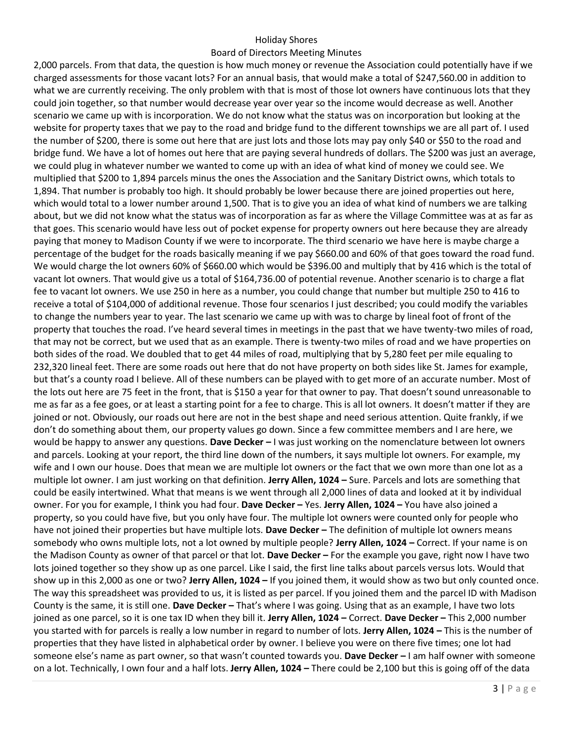2,000 parcels. From that data, the question is how much money or revenue the Association could potentially have if we charged assessments for those vacant lots? For an annual basis, that would make a total of $247,560.00 in addition to what we are currently receiving. The only problem with that is most of those lot owners have continuous lots that they could join together, so that number would decrease year over year so the income would decrease as well. Another scenario we came up with is incorporation. We do not know what the status was on incorporation but looking at the website for property taxes that we pay to the road and bridge fund to the different townships we are all part of. I used the number of $200, there is some out here that are just lots and those lots may pay only $40 or $50 to the road and bridge fund. We have a lot of homes out here that are paying several hundreds of dollars. The $200 was just an average, we could plug in whatever number we wanted to come up with an idea of what kind of money we could see. We multiplied that $200 to 1,894 parcels minus the ones the Association and the Sanitary District owns, which totals to 1,894. That number is probably too high. It should probably be lower because there are joined properties out here, which would total to a lower number around 1,500. That is to give you an idea of what kind of numbers we are talking about, but we did not know what the status was of incorporation as far as where the Village Committee was at as far as that goes. This scenario would have less out of pocket expense for property owners out here because they are already paying that money to Madison County if we were to incorporate. The third scenario we have here is maybe charge a percentage of the budget for the roads basically meaning if we pay $660.00 and 60% of that goes toward the road fund. We would charge the lot owners 60% of $660.00 which would be $396.00 and multiply that by 416 which is the total of vacant lot owners. That would give us a total of $164,736.00 of potential revenue. Another scenario is to charge a flat fee to vacant lot owners. We use 250 in here as a number, you could change that number but multiple 250 to 416 to receive a total of $104,000 of additional revenue. Those four scenarios I just described; you could modify the variables to change the numbers year to year. The last scenario we came up with was to charge by lineal foot of front of the property that touches the road. I've heard several times in meetings in the past that we have twenty-two miles of road, that may not be correct, but we used that as an example. There is twenty-two miles of road and we have properties on both sides of the road. We doubled that to get 44 miles of road, multiplying that by 5,280 feet per mile equaling to 232,320 lineal feet. There are some roads out here that do not have property on both sides like St. James for example, but that's a county road I believe. All of these numbers can be played with to get more of an accurate number. Most of the lots out here are 75 feet in the front, that is $150 a year for that owner to pay. That doesn't sound unreasonable to me as far as a fee goes, or at least a starting point for a fee to charge. This is all lot owners. It doesn't matter if they are joined or not. Obviously, our roads out here are not in the best shape and need serious attention. Quite frankly, if we don't do something about them, our property values go down. Since a few committee members and I are here, we would be happy to answer any questions. **Dave Decker –** I was just working on the nomenclature between lot owners and parcels. Looking at your report, the third line down of the numbers, it says multiple lot owners. For example, my wife and I own our house. Does that mean we are multiple lot owners or the fact that we own more than one lot as a multiple lot owner. I am just working on that definition. **Jerry Allen, 1024 –** Sure. Parcels and lots are something that could be easily intertwined. What that means is we went through all 2,000 lines of data and looked at it by individual owner. For you for example, I think you had four. **Dave Decker –** Yes. **Jerry Allen, 1024 –** You have also joined a property, so you could have five, but you only have four. The multiple lot owners were counted only for people who have not joined their properties but have multiple lots. **Dave Decker –** The definition of multiple lot owners means somebody who owns multiple lots, not a lot owned by multiple people? **Jerry Allen, 1024 –** Correct. If your name is on the Madison County as owner of that parcel or that lot. **Dave Decker –** For the example you gave, right now I have two lots joined together so they show up as one parcel. Like I said, the first line talks about parcels versus lots. Would that show up in this 2,000 as one or two? **Jerry Allen, 1024 –** If you joined them, it would show as two but only counted once. The way this spreadsheet was provided to us, it is listed as per parcel. If you joined them and the parcel ID with Madison County is the same, it is still one. **Dave Decker –** That's where I was going. Using that as an example, I have two lots joined as one parcel, so it is one tax ID when they bill it. **Jerry Allen, 1024 –** Correct. **Dave Decker –** This 2,000 number you started with for parcels is really a low number in regard to number of lots. **Jerry Allen, 1024 –** This is the number of properties that they have listed in alphabetical order by owner. I believe you were on there five times; one lot had someone else's name as part owner, so that wasn't counted towards you. **Dave Decker –** I am half owner with someone on a lot. Technically, I own four and a half lots. **Jerry Allen, 1024 –** There could be 2,100 but this is going off of the data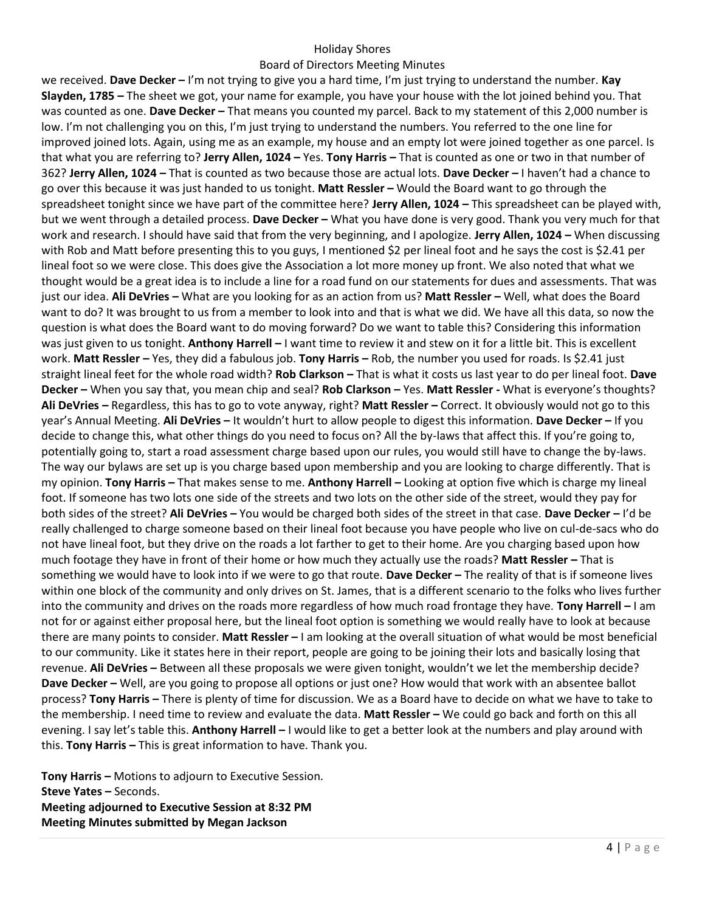we received. **Dave Decker –** I'm not trying to give you a hard time, I'm just trying to understand the number. **Kay Slayden, 1785 –** The sheet we got, your name for example, you have your house with the lot joined behind you. That was counted as one. **Dave Decker –** That means you counted my parcel. Back to my statement of this 2,000 number is low. I'm not challenging you on this, I'm just trying to understand the numbers. You referred to the one line for improved joined lots. Again, using me as an example, my house and an empty lot were joined together as one parcel. Is that what you are referring to? **Jerry Allen, 1024 –** Yes. **Tony Harris –** That is counted as one or two in that number of 362? **Jerry Allen, 1024 –** That is counted as two because those are actual lots. **Dave Decker –** I haven't had a chance to go over this because it was just handed to us tonight. **Matt Ressler –** Would the Board want to go through the spreadsheet tonight since we have part of the committee here? **Jerry Allen, 1024 –** This spreadsheet can be played with, but we went through a detailed process. **Dave Decker –** What you have done is very good. Thank you very much for that work and research. I should have said that from the very beginning, and I apologize. **Jerry Allen, 1024 –** When discussing with Rob and Matt before presenting this to you guys, I mentioned $2 per lineal foot and he says the cost is $2.41 per lineal foot so we were close. This does give the Association a lot more money up front. We also noted that what we thought would be a great idea is to include a line for a road fund on our statements for dues and assessments. That was just our idea. **Ali DeVries –** What are you looking for as an action from us? **Matt Ressler –** Well, what does the Board want to do? It was brought to us from a member to look into and that is what we did. We have all this data, so now the question is what does the Board want to do moving forward? Do we want to table this? Considering this information was just given to us tonight. **Anthony Harrell –** I want time to review it and stew on it for a little bit. This is excellent work. **Matt Ressler –** Yes, they did a fabulous job. **Tony Harris –** Rob, the number you used for roads. Is $2.41 just straight lineal feet for the whole road width? **Rob Clarkson –** That is what it costs us last year to do per lineal foot. **Dave Decker –** When you say that, you mean chip and seal? **Rob Clarkson –** Yes. **Matt Ressler -** What is everyone's thoughts? **Ali DeVries –** Regardless, this has to go to vote anyway, right? **Matt Ressler –** Correct. It obviously would not go to this year's Annual Meeting. **Ali DeVries –** It wouldn't hurt to allow people to digest this information. **Dave Decker –** If you decide to change this, what other things do you need to focus on? All the by-laws that affect this. If you're going to, potentially going to, start a road assessment charge based upon our rules, you would still have to change the by-laws. The way our bylaws are set up is you charge based upon membership and you are looking to charge differently. That is my opinion. **Tony Harris –** That makes sense to me. **Anthony Harrell –** Looking at option five which is charge my lineal foot. If someone has two lots one side of the streets and two lots on the other side of the street, would they pay for both sides of the street? **Ali DeVries –** You would be charged both sides of the street in that case. **Dave Decker –** I'd be really challenged to charge someone based on their lineal foot because you have people who live on cul-de-sacs who do not have lineal foot, but they drive on the roads a lot farther to get to their home. Are you charging based upon how much footage they have in front of their home or how much they actually use the roads? **Matt Ressler –** That is something we would have to look into if we were to go that route. **Dave Decker –** The reality of that is if someone lives within one block of the community and only drives on St. James, that is a different scenario to the folks who lives further into the community and drives on the roads more regardless of how much road frontage they have. **Tony Harrell –** I am not for or against either proposal here, but the lineal foot option is something we would really have to look at because there are many points to consider. **Matt Ressler –** I am looking at the overall situation of what would be most beneficial to our community. Like it states here in their report, people are going to be joining their lots and basically losing that revenue. **Ali DeVries –** Between all these proposals we were given tonight, wouldn't we let the membership decide? **Dave Decker –** Well, are you going to propose all options or just one? How would that work with an absentee ballot process? **Tony Harris –** There is plenty of time for discussion. We as a Board have to decide on what we have to take to the membership. I need time to review and evaluate the data. **Matt Ressler –** We could go back and forth on this all evening. I say let's table this. **Anthony Harrell –** I would like to get a better look at the numbers and play around with this. **Tony Harris –** This is great information to have. Thank you.

**Tony Harris –** Motions to adjourn to Executive Session.
**Steve Yates –** Seconds.
**Meeting adjourned to Executive Session at 8:32 PM**
**Meeting Minutes submitted by Megan Jackson**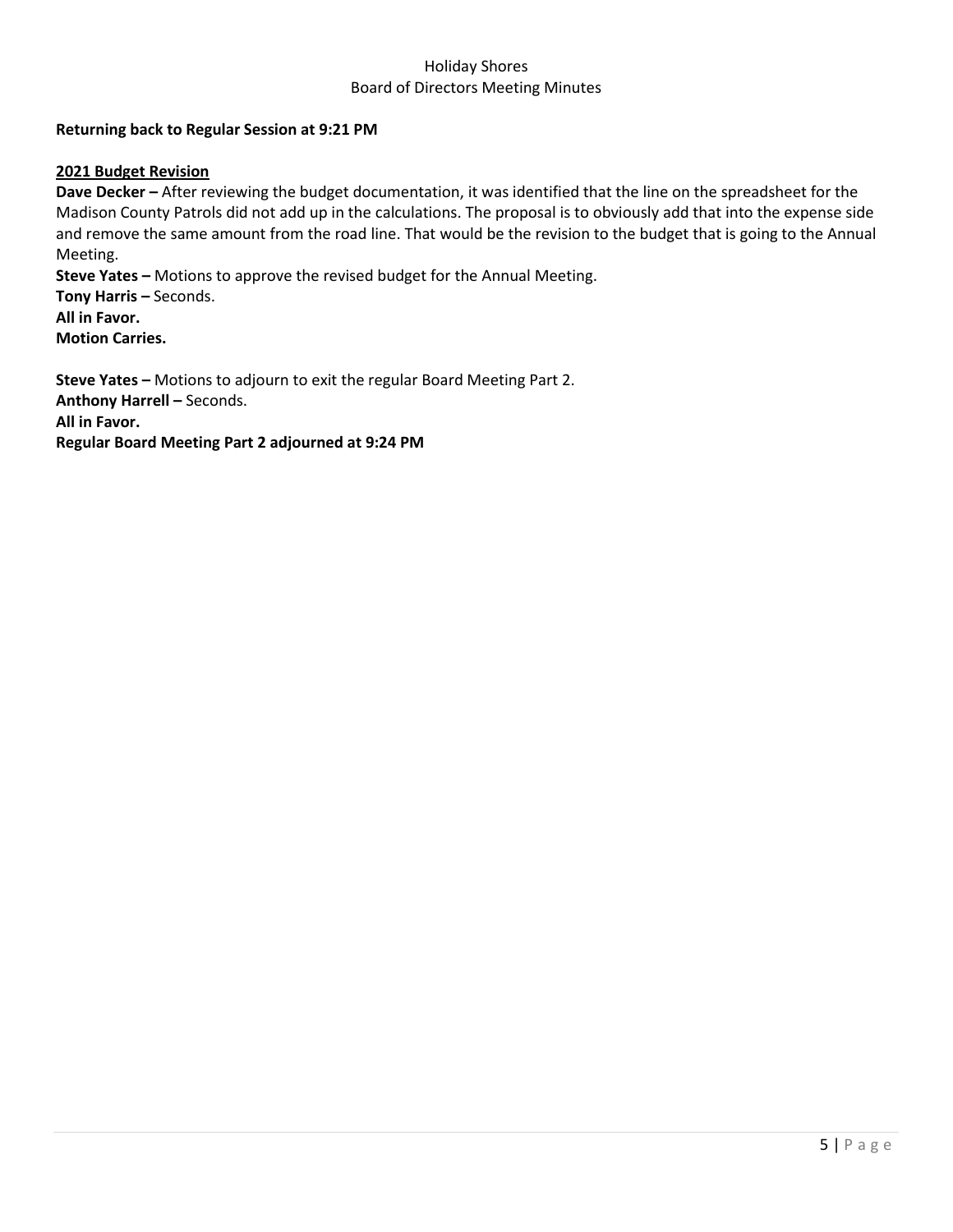**Returning back to Regular Session at 9:21 PM**

**2021 Budget Revision**

**Dave Decker –** After reviewing the budget documentation, it was identified that the line on the spreadsheet for the Madison County Patrols did not add up in the calculations. The proposal is to obviously add that into the expense side and remove the same amount from the road line. That would be the revision to the budget that is going to the Annual Meeting.

**Steve Yates –** Motions to approve the revised budget for the Annual Meeting.

**Tony Harris –** Seconds.

**All in Favor.**

**Motion Carries.**

**Steve Yates –** Motions to adjourn to exit the regular Board Meeting Part 2.

**Anthony Harrell –** Seconds.

**All in Favor.**

**Regular Board Meeting Part 2 adjourned at 9:24 PM**